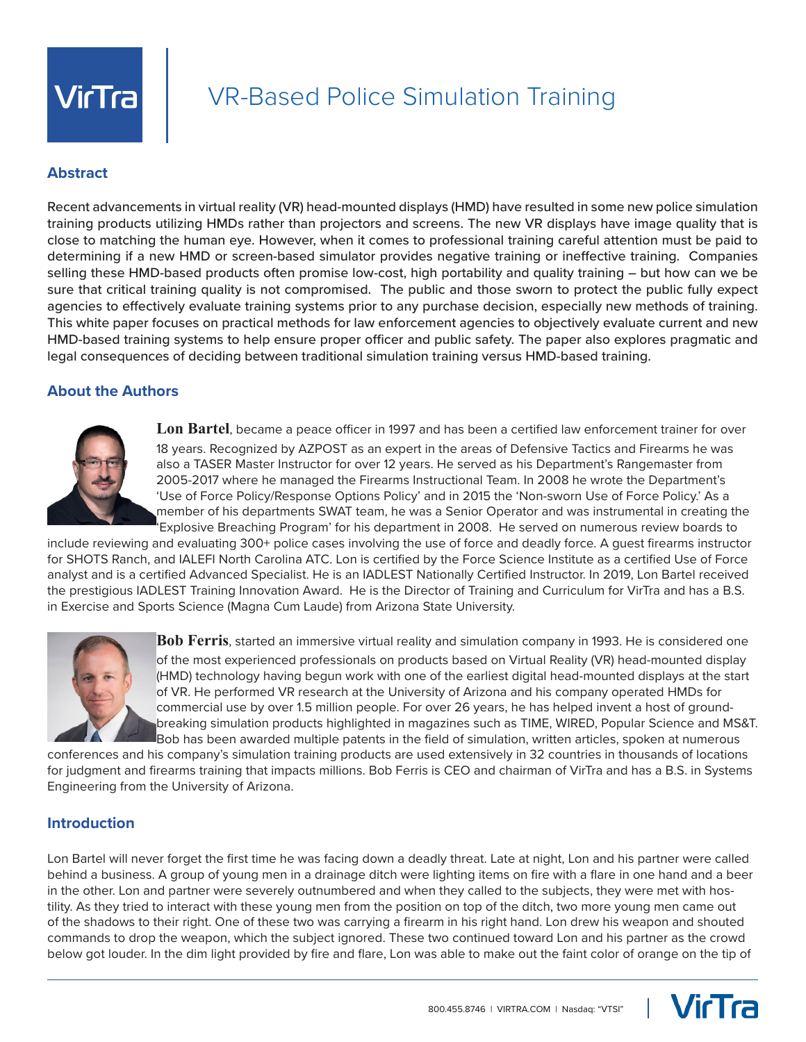# VR-Based Police Simulation Training

## Abstract

Recent advancements in virtual reality (VR) head-mounted displays (HMD) have resulted in some new police simulation training products utilizing HMDs rather than projectors and screens. The new VR displays have image quality that is close to matching the human eye. However, when it comes to professional training careful attention must be paid to determining if a new HMD or screen-based simulator provides negative training or ineffective training. Companies selling these HMD-based products often promise low-cost, high portability and quality training – but how can we be sure that critical training quality is not compromised. The public and those sworn to protect the public fully expect agencies to effectively evaluate training systems prior to any purchase decision, especially new methods of training. This white paper focuses on practical methods for law enforcement agencies to objectively evaluate current and new HMD-based training systems to help ensure proper officer and public safety. The paper also explores pragmatic and legal consequences of deciding between traditional simulation training versus HMD-based training.

## About the Authors

**Lon Bartel**, became a peace officer in 1997 and has been a certified law enforcement trainer for over 18 years. Recognized by AZPOST as an expert in the areas of Defensive Tactics and Firearms he was also a TASER Master Instructor for over 12 years. He served as his Department's Rangemaster from 2005-2017 where he managed the Firearms Instructional Team. In 2008 he wrote the Department's 'Use of Force Policy/Response Options Policy' and in 2015 the 'Non-sworn Use of Force Policy.' As a member of his departments SWAT team, he was a Senior Operator and was instrumental in creating the 'Explosive Breaching Program' for his department in 2008. He served on numerous review boards to include reviewing and evaluating 300+ police cases involving the use of force and deadly force. A guest firearms instructor for SHOTS Ranch, and IALEFI North Carolina ATC. Lon is certified by the Force Science Institute as a certified Use of Force analyst and is a certified Advanced Specialist. He is an IADLEST Nationally Certified Instructor. In 2019, Lon Bartel received the prestigious IADLEST Training Innovation Award. He is the Director of Training and Curriculum for VirTra and has a B.S. in Exercise and Sports Science (Magna Cum Laude) from Arizona State University.

**Bob Ferris**, started an immersive virtual reality and simulation company in 1993. He is considered one of the most experienced professionals on products based on Virtual Reality (VR) head-mounted display (HMD) technology having begun work with one of the earliest digital head-mounted displays at the start of VR. He performed VR research at the University of Arizona and his company operated HMDs for commercial use by over 1.5 million people. For over 26 years, he has helped invent a host of ground-breaking simulation products highlighted in magazines such as TIME, WIRED, Popular Science and MS&T. Bob has been awarded multiple patents in the field of simulation, written articles, spoken at numerous conferences and his company's simulation training products are used extensively in 32 countries in thousands of locations for judgment and firearms training that impacts millions. Bob Ferris is CEO and chairman of VirTra and has a B.S. in Systems Engineering from the University of Arizona.

## Introduction

Lon Bartel will never forget the first time he was facing down a deadly threat. Late at night, Lon and his partner were called behind a business. A group of young men in a drainage ditch were lighting items on fire with a flare in one hand and a beer in the other. Lon and partner were severely outnumbered and when they called to the subjects, they were met with hostility. As they tried to interact with these young men from the position on top of the ditch, two more young men came out of the shadows to their right. One of these two was carrying a firearm in his right hand. Lon drew his weapon and shouted commands to drop the weapon, which the subject ignored. These two continued toward Lon and his partner as the crowd below got louder. In the dim light provided by fire and flare, Lon was able to make out the faint color of orange on the tip of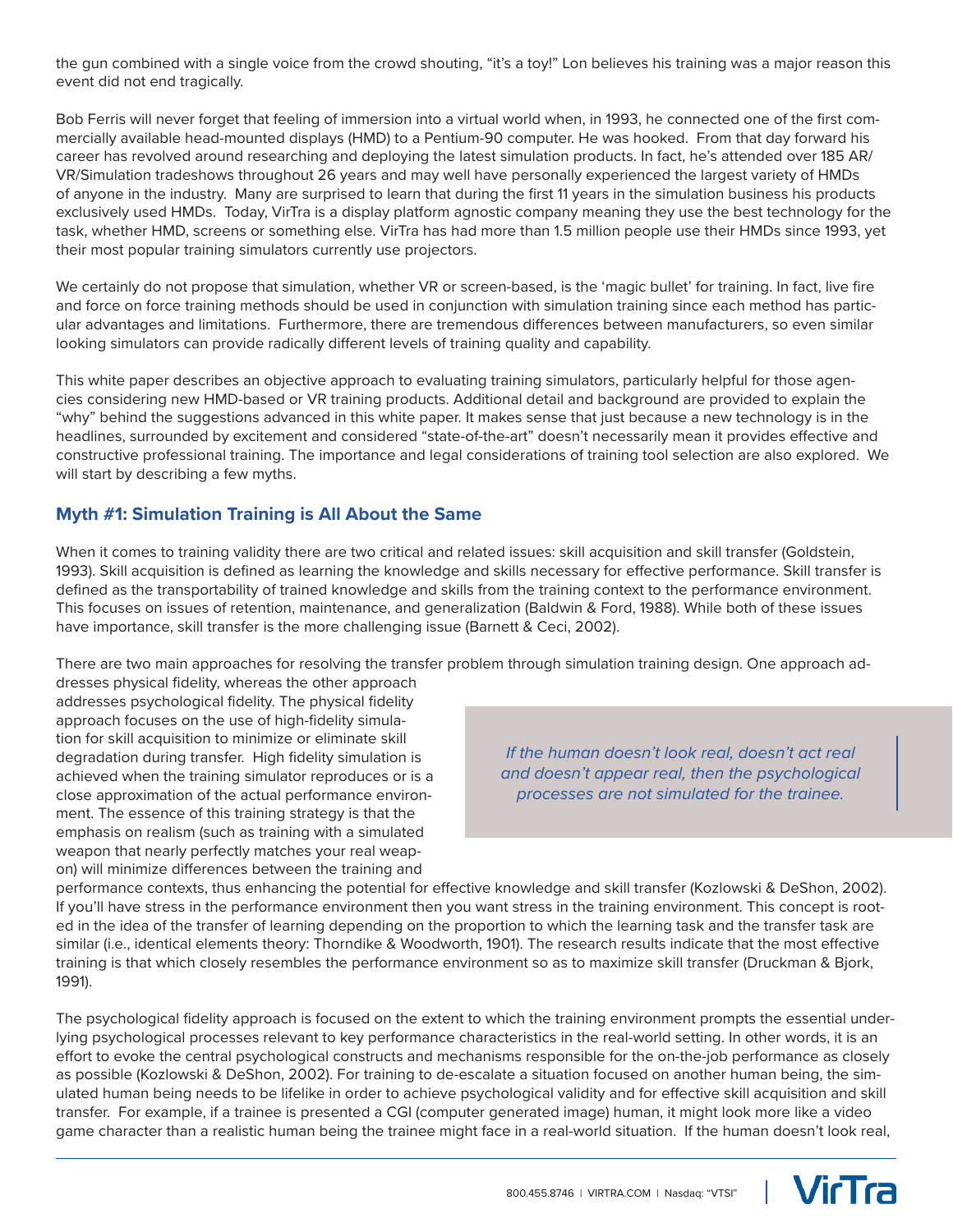the gun combined with a single voice from the crowd shouting, "it's a toy!" Lon believes his training was a major reason this event did not end tragically.

Bob Ferris will never forget that feeling of immersion into a virtual world when, in 1993, he connected one of the first commercially available head-mounted displays (HMD) to a Pentium-90 computer. He was hooked. From that day forward his career has revolved around researching and deploying the latest simulation products. In fact, he's attended over 185 AR/VR/Simulation tradeshows throughout 26 years and may well have personally experienced the largest variety of HMDs of anyone in the industry. Many are surprised to learn that during the first 11 years in the simulation business his products exclusively used HMDs. Today, VirTra is a display platform agnostic company meaning they use the best technology for the task, whether HMD, screens or something else. VirTra has had more than 1.5 million people use their HMDs since 1993, yet their most popular training simulators currently use projectors.

We certainly do not propose that simulation, whether VR or screen-based, is the 'magic bullet' for training. In fact, live fire and force on force training methods should be used in conjunction with simulation training since each method has particular advantages and limitations. Furthermore, there are tremendous differences between manufacturers, so even similar looking simulators can provide radically different levels of training quality and capability.

This white paper describes an objective approach to evaluating training simulators, particularly helpful for those agencies considering new HMD-based or VR training products. Additional detail and background are provided to explain the "why" behind the suggestions advanced in this white paper. It makes sense that just because a new technology is in the headlines, surrounded by excitement and considered "state-of-the-art" doesn't necessarily mean it provides effective and constructive professional training. The importance and legal considerations of training tool selection are also explored. We will start by describing a few myths.

## Myth #1: Simulation Training is All About the Same

When it comes to training validity there are two critical and related issues: skill acquisition and skill transfer (Goldstein, 1993). Skill acquisition is defined as learning the knowledge and skills necessary for effective performance. Skill transfer is defined as the transportability of trained knowledge and skills from the training context to the performance environment. This focuses on issues of retention, maintenance, and generalization (Baldwin & Ford, 1988). While both of these issues have importance, skill transfer is the more challenging issue (Barnett & Ceci, 2002).

There are two main approaches for resolving the transfer problem through simulation training design. One approach addresses physical fidelity, whereas the other approach addresses psychological fidelity. The physical fidelity approach focuses on the use of high-fidelity simulation for skill acquisition to minimize or eliminate skill degradation during transfer. High fidelity simulation is achieved when the training simulator reproduces or is a close approximation of the actual performance environment. The essence of this training strategy is that the emphasis on realism (such as training with a simulated weapon that nearly perfectly matches your real weapon) will minimize differences between the training and performance contexts, thus enhancing the potential for effective knowledge and skill transfer (Kozlowski & DeShon, 2002). If you'll have stress in the performance environment then you want stress in the training environment. This concept is rooted in the idea of the transfer of learning depending on the proportion to which the learning task and the transfer task are similar (i.e., identical elements theory: Thorndike & Woodworth, 1901). The research results indicate that the most effective training is that which closely resembles the performance environment so as to maximize skill transfer (Druckman & Bjork, 1991).

> *If the human doesn't look real, doesn't act real and doesn't appear real, then the psychological processes are not simulated for the trainee.*

The psychological fidelity approach is focused on the extent to which the training environment prompts the essential underlying psychological processes relevant to key performance characteristics in the real-world setting. In other words, it is an effort to evoke the central psychological constructs and mechanisms responsible for the on-the-job performance as closely as possible (Kozlowski & DeShon, 2002). For training to de-escalate a situation focused on another human being, the simulated human being needs to be lifelike in order to achieve psychological validity and for effective skill acquisition and skill transfer. For example, if a trainee is presented a CGI (computer generated image) human, it might look more like a video game character than a realistic human being the trainee might face in a real-world situation. If the human doesn't look real,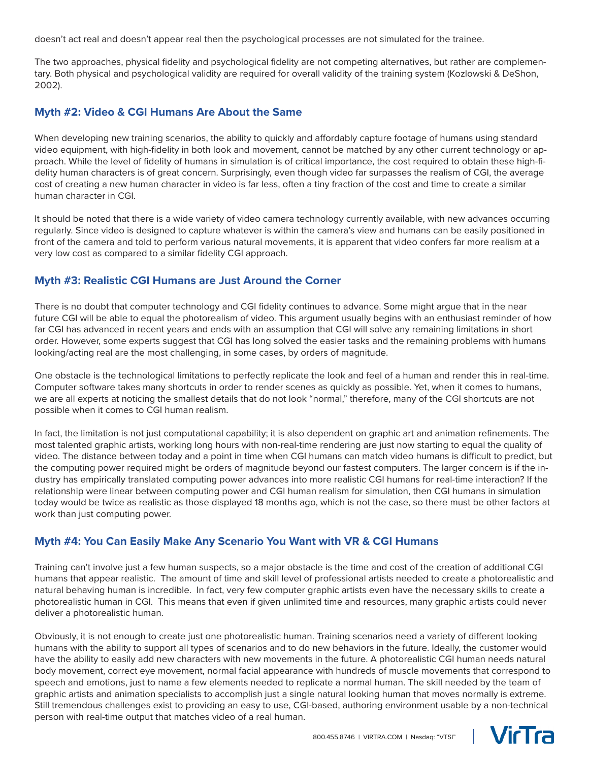doesn't act real and doesn't appear real then the psychological processes are not simulated for the trainee.

The two approaches, physical fidelity and psychological fidelity are not competing alternatives, but rather are complementary. Both physical and psychological validity are required for overall validity of the training system (Kozlowski & DeShon, 2002).

### Myth #2: Video & CGI Humans Are About the Same

When developing new training scenarios, the ability to quickly and affordably capture footage of humans using standard video equipment, with high-fidelity in both look and movement, cannot be matched by any other current technology or approach. While the level of fidelity of humans in simulation is of critical importance, the cost required to obtain these high-fidelity human characters is of great concern. Surprisingly, even though video far surpasses the realism of CGI, the average cost of creating a new human character in video is far less, often a tiny fraction of the cost and time to create a similar human character in CGI.

It should be noted that there is a wide variety of video camera technology currently available, with new advances occurring regularly. Since video is designed to capture whatever is within the camera's view and humans can be easily positioned in front of the camera and told to perform various natural movements, it is apparent that video confers far more realism at a very low cost as compared to a similar fidelity CGI approach.

### Myth #3: Realistic CGI Humans are Just Around the Corner

There is no doubt that computer technology and CGI fidelity continues to advance. Some might argue that in the near future CGI will be able to equal the photorealism of video. This argument usually begins with an enthusiast reminder of how far CGI has advanced in recent years and ends with an assumption that CGI will solve any remaining limitations in short order. However, some experts suggest that CGI has long solved the easier tasks and the remaining problems with humans looking/acting real are the most challenging, in some cases, by orders of magnitude.

One obstacle is the technological limitations to perfectly replicate the look and feel of a human and render this in real-time. Computer software takes many shortcuts in order to render scenes as quickly as possible. Yet, when it comes to humans, we are all experts at noticing the smallest details that do not look "normal," therefore, many of the CGI shortcuts are not possible when it comes to CGI human realism.

In fact, the limitation is not just computational capability; it is also dependent on graphic art and animation refinements. The most talented graphic artists, working long hours with non-real-time rendering are just now starting to equal the quality of video. The distance between today and a point in time when CGI humans can match video humans is difficult to predict, but the computing power required might be orders of magnitude beyond our fastest computers. The larger concern is if the industry has empirically translated computing power advances into more realistic CGI humans for real-time interaction? If the relationship were linear between computing power and CGI human realism for simulation, then CGI humans in simulation today would be twice as realistic as those displayed 18 months ago, which is not the case, so there must be other factors at work than just computing power.

### Myth #4: You Can Easily Make Any Scenario You Want with VR & CGI Humans

Training can't involve just a few human suspects, so a major obstacle is the time and cost of the creation of additional CGI humans that appear realistic. The amount of time and skill level of professional artists needed to create a photorealistic and natural behaving human is incredible. In fact, very few computer graphic artists even have the necessary skills to create a photorealistic human in CGI. This means that even if given unlimited time and resources, many graphic artists could never deliver a photorealistic human.

Obviously, it is not enough to create just one photorealistic human. Training scenarios need a variety of different looking humans with the ability to support all types of scenarios and to do new behaviors in the future. Ideally, the customer would have the ability to easily add new characters with new movements in the future. A photorealistic CGI human needs natural body movement, correct eye movement, normal facial appearance with hundreds of muscle movements that correspond to speech and emotions, just to name a few elements needed to replicate a normal human. The skill needed by the team of graphic artists and animation specialists to accomplish just a single natural looking human that moves normally is extreme. Still tremendous challenges exist to providing an easy to use, CGI-based, authoring environment usable by a non-technical person with real-time output that matches video of a real human.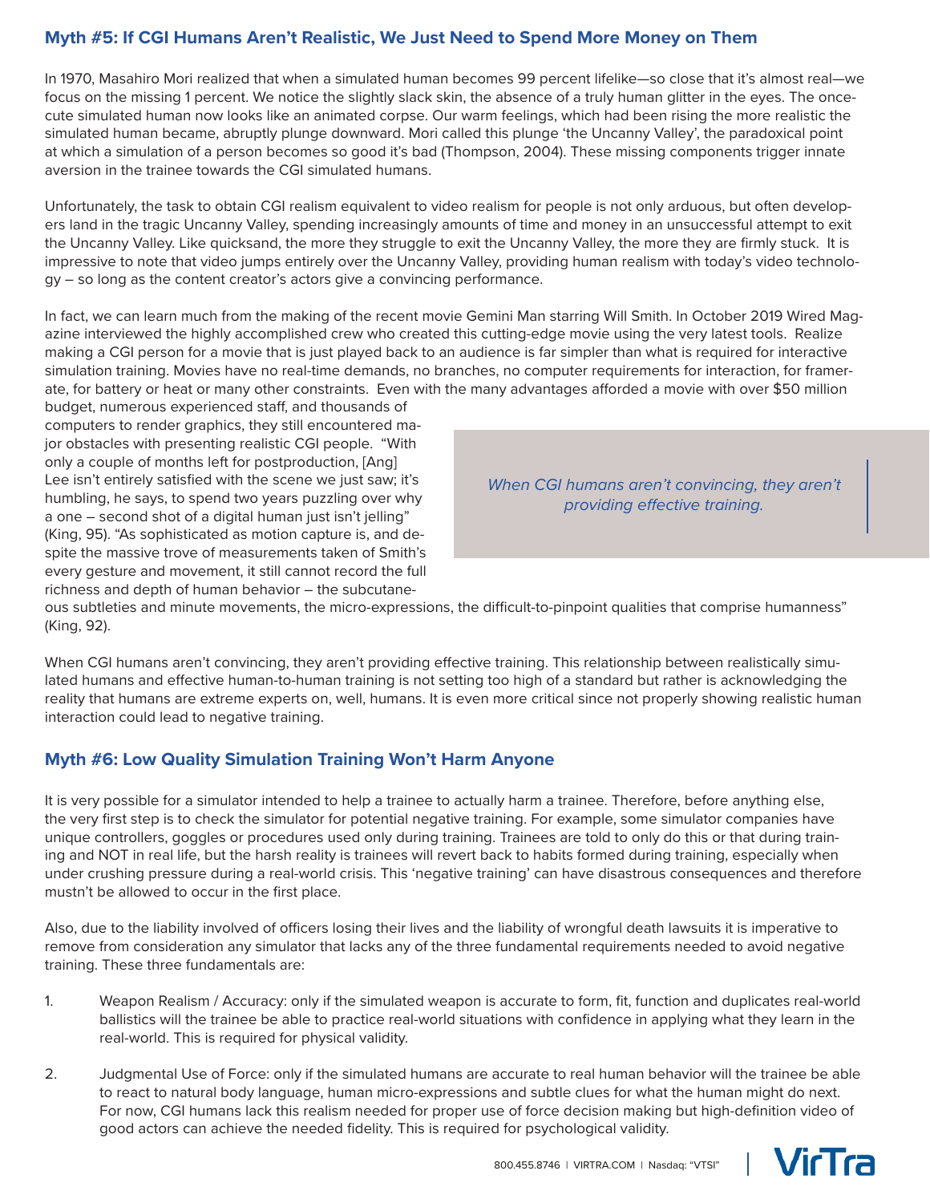## Myth #5: If CGI Humans Aren't Realistic, We Just Need to Spend More Money on Them

In 1970, Masahiro Mori realized that when a simulated human becomes 99 percent lifelike—so close that it's almost real—we focus on the missing 1 percent. We notice the slightly slack skin, the absence of a truly human glitter in the eyes. The once-cute simulated human now looks like an animated corpse. Our warm feelings, which had been rising the more realistic the simulated human became, abruptly plunge downward. Mori called this plunge 'the Uncanny Valley', the paradoxical point at which a simulation of a person becomes so good it's bad (Thompson, 2004). These missing components trigger innate aversion in the trainee towards the CGI simulated humans.

Unfortunately, the task to obtain CGI realism equivalent to video realism for people is not only arduous, but often developers land in the tragic Uncanny Valley, spending increasingly amounts of time and money in an unsuccessful attempt to exit the Uncanny Valley. Like quicksand, the more they struggle to exit the Uncanny Valley, the more they are firmly stuck. It is impressive to note that video jumps entirely over the Uncanny Valley, providing human realism with today's video technology – so long as the content creator's actors give a convincing performance.

In fact, we can learn much from the making of the recent movie Gemini Man starring Will Smith. In October 2019 Wired Magazine interviewed the highly accomplished crew who created this cutting-edge movie using the very latest tools. Realize making a CGI person for a movie that is just played back to an audience is far simpler than what is required for interactive simulation training. Movies have no real-time demands, no branches, no computer requirements for interaction, for framerate, for battery or heat or many other constraints. Even with the many advantages afforded a movie with over $50 million budget, numerous experienced staff, and thousands of computers to render graphics, they still encountered major obstacles with presenting realistic CGI people. "With only a couple of months left for postproduction, [Ang] Lee isn't entirely satisfied with the scene we just saw; it's humbling, he says, to spend two years puzzling over why a one – second shot of a digital human just isn't jelling" (King, 95). "As sophisticated as motion capture is, and despite the massive trove of measurements taken of Smith's every gesture and movement, it still cannot record the full richness and depth of human behavior – the subcutaneous subtleties and minute movements, the micro-expressions, the difficult-to-pinpoint qualities that comprise humanness" (King, 92).

> *When CGI humans aren't convincing, they aren't providing effective training.*

When CGI humans aren't convincing, they aren't providing effective training. This relationship between realistically simulated humans and effective human-to-human training is not setting too high of a standard but rather is acknowledging the reality that humans are extreme experts on, well, humans. It is even more critical since not properly showing realistic human interaction could lead to negative training.

## Myth #6: Low Quality Simulation Training Won't Harm Anyone

It is very possible for a simulator intended to help a trainee to actually harm a trainee. Therefore, before anything else, the very first step is to check the simulator for potential negative training. For example, some simulator companies have unique controllers, goggles or procedures used only during training. Trainees are told to only do this or that during training and NOT in real life, but the harsh reality is trainees will revert back to habits formed during training, especially when under crushing pressure during a real-world crisis. This 'negative training' can have disastrous consequences and therefore mustn't be allowed to occur in the first place.

Also, due to the liability involved of officers losing their lives and the liability of wrongful death lawsuits it is imperative to remove from consideration any simulator that lacks any of the three fundamental requirements needed to avoid negative training. These three fundamentals are:

1. Weapon Realism / Accuracy: only if the simulated weapon is accurate to form, fit, function and duplicates real-world ballistics will the trainee be able to practice real-world situations with confidence in applying what they learn in the real-world. This is required for physical validity.

2. Judgmental Use of Force: only if the simulated humans are accurate to real human behavior will the trainee be able to react to natural body language, human micro-expressions and subtle clues for what the human might do next. For now, CGI humans lack this realism needed for proper use of force decision making but high-definition video of good actors can achieve the needed fidelity. This is required for psychological validity.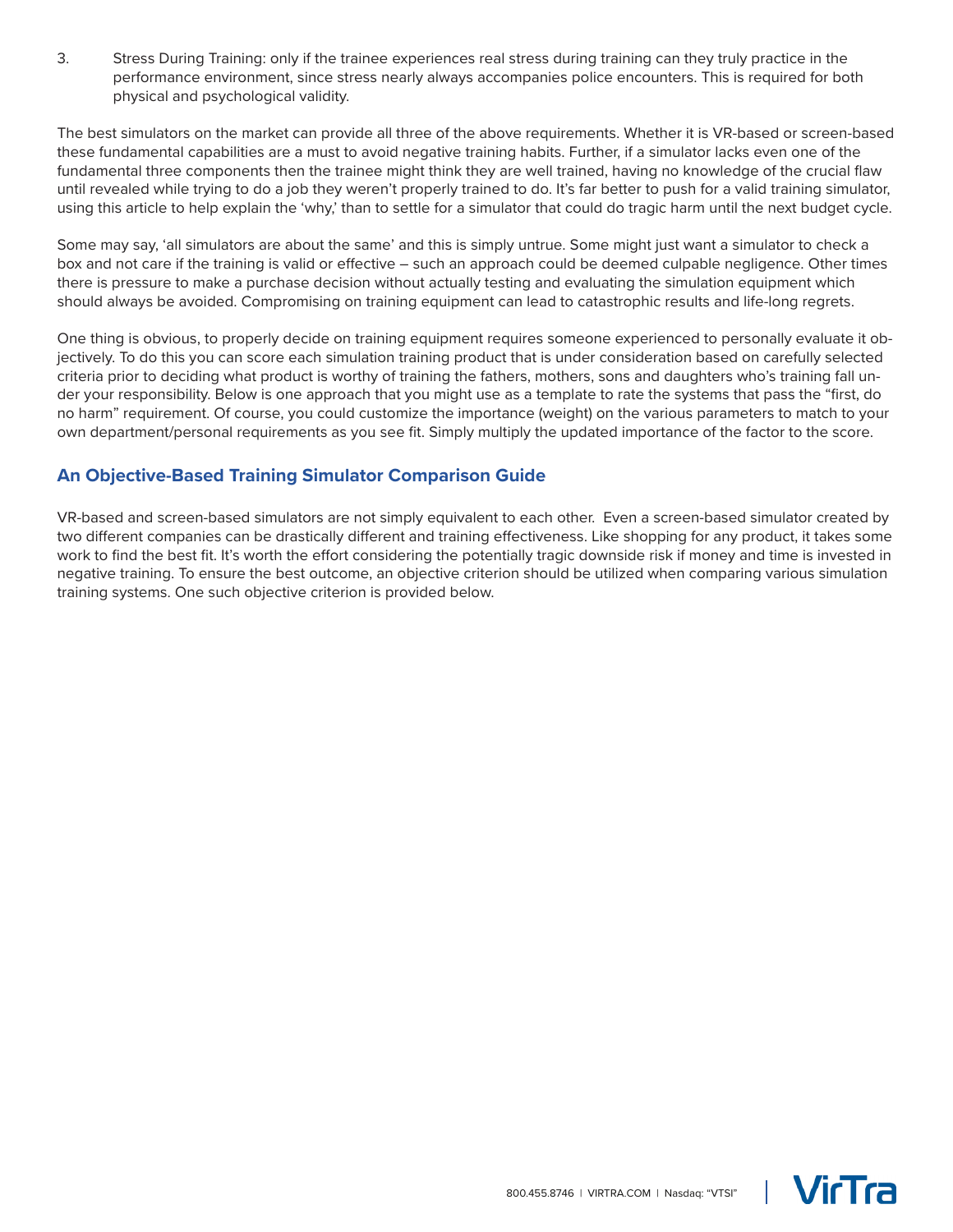3. Stress During Training: only if the trainee experiences real stress during training can they truly practice in the performance environment, since stress nearly always accompanies police encounters. This is required for both physical and psychological validity.

The best simulators on the market can provide all three of the above requirements. Whether it is VR-based or screen-based these fundamental capabilities are a must to avoid negative training habits. Further, if a simulator lacks even one of the fundamental three components then the trainee might think they are well trained, having no knowledge of the crucial flaw until revealed while trying to do a job they weren't properly trained to do. It's far better to push for a valid training simulator, using this article to help explain the 'why,' than to settle for a simulator that could do tragic harm until the next budget cycle.

Some may say, 'all simulators are about the same' and this is simply untrue. Some might just want a simulator to check a box and not care if the training is valid or effective – such an approach could be deemed culpable negligence. Other times there is pressure to make a purchase decision without actually testing and evaluating the simulation equipment which should always be avoided. Compromising on training equipment can lead to catastrophic results and life-long regrets.

One thing is obvious, to properly decide on training equipment requires someone experienced to personally evaluate it objectively. To do this you can score each simulation training product that is under consideration based on carefully selected criteria prior to deciding what product is worthy of training the fathers, mothers, sons and daughters who's training fall under your responsibility. Below is one approach that you might use as a template to rate the systems that pass the "first, do no harm" requirement. Of course, you could customize the importance (weight) on the various parameters to match to your own department/personal requirements as you see fit. Simply multiply the updated importance of the factor to the score.

## An Objective-Based Training Simulator Comparison Guide

VR-based and screen-based simulators are not simply equivalent to each other. Even a screen-based simulator created by two different companies can be drastically different and training effectiveness. Like shopping for any product, it takes some work to find the best fit. It's worth the effort considering the potentially tragic downside risk if money and time is invested in negative training. To ensure the best outcome, an objective criterion should be utilized when comparing various simulation training systems. One such objective criterion is provided below.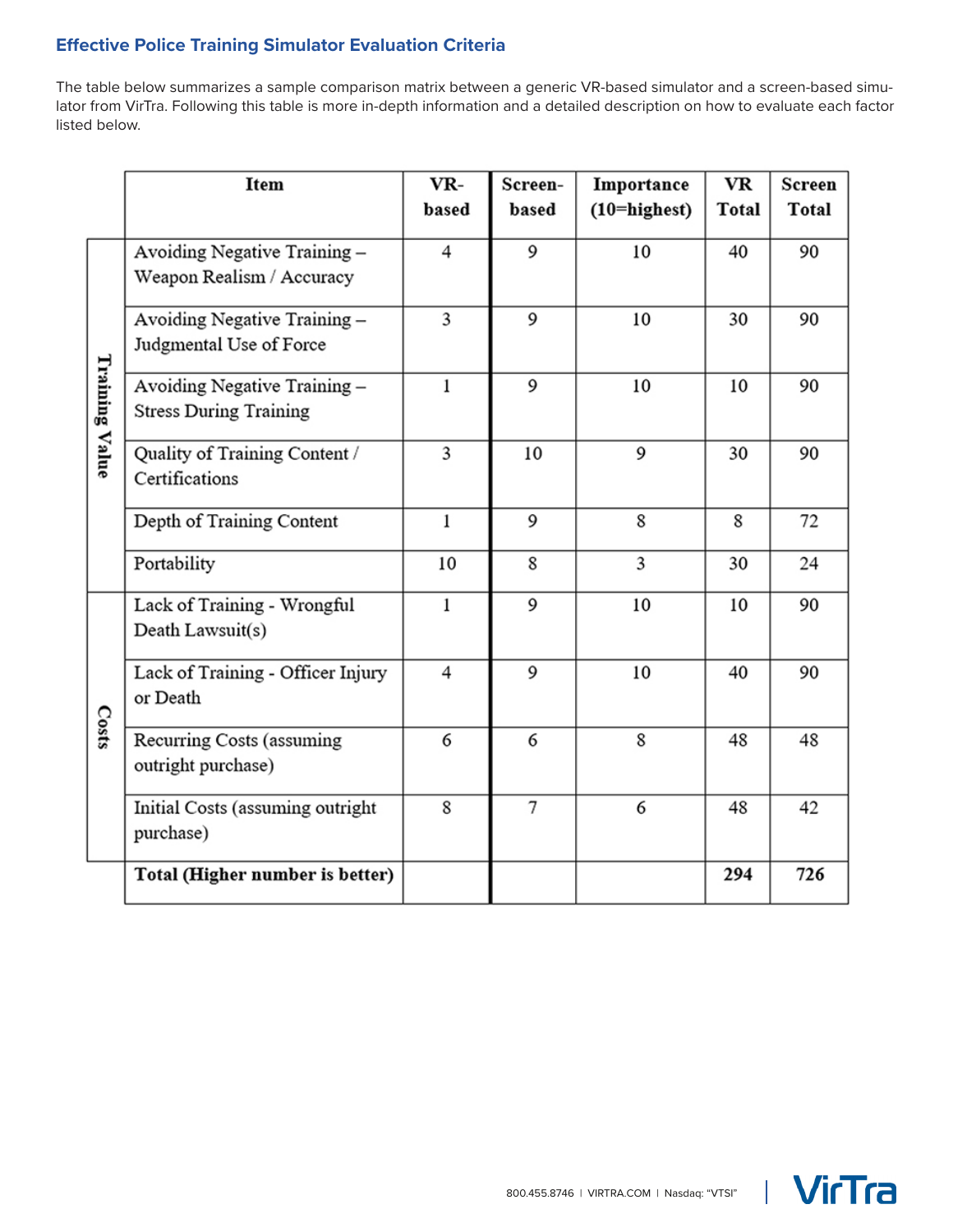## Effective Police Training Simulator Evaluation Criteria

The table below summarizes a sample comparison matrix between a generic VR-based simulator and a screen-based simulator from VirTra. Following this table is more in-depth information and a detailed description on how to evaluate each factor listed below.

| | Item | VR-based | Screen-based | Importance (10=highest) | VR Total | Screen Total |
|---|---|---|---|---|---|---|
| Training Value | Avoiding Negative Training – Weapon Realism / Accuracy | 4 | 9 | 10 | 40 | 90 |
| | Avoiding Negative Training – Judgmental Use of Force | 3 | 9 | 10 | 30 | 90 |
| | Avoiding Negative Training – Stress During Training | 1 | 9 | 10 | 10 | 90 |
| | Quality of Training Content / Certifications | 3 | 10 | 9 | 30 | 90 |
| | Depth of Training Content | 1 | 9 | 8 | 8 | 72 |
| | Portability | 10 | 8 | 3 | 30 | 24 |
| Costs | Lack of Training - Wrongful Death Lawsuit(s) | 1 | 9 | 10 | 10 | 90 |
| | Lack of Training - Officer Injury or Death | 4 | 9 | 10 | 40 | 90 |
| | Recurring Costs (assuming outright purchase) | 6 | 6 | 8 | 48 | 48 |
| | Initial Costs (assuming outright purchase) | 8 | 7 | 6 | 48 | 42 |
| | **Total (Higher number is better)** | | | | **294** | **726** |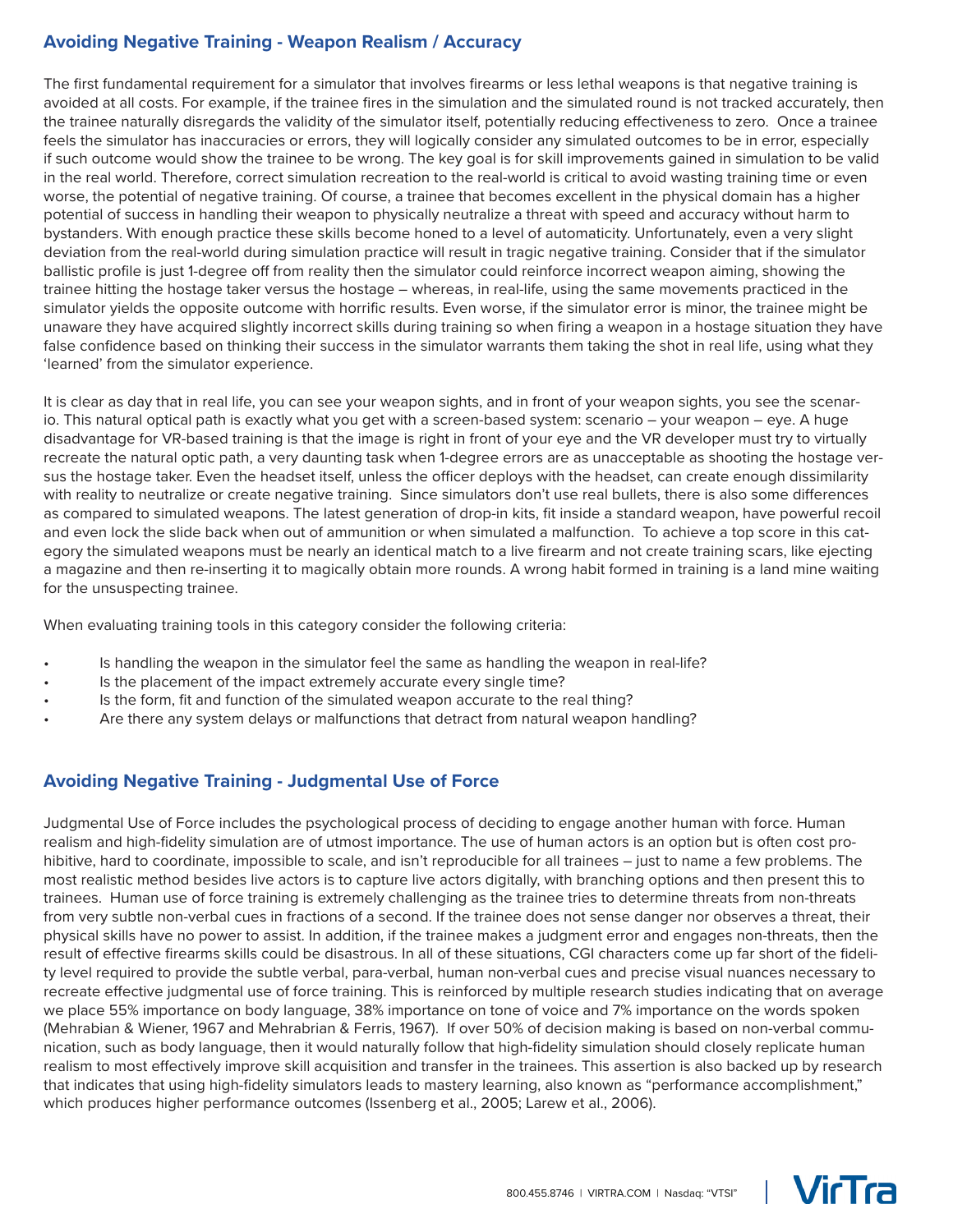## Avoiding Negative Training - Weapon Realism / Accuracy

The first fundamental requirement for a simulator that involves firearms or less lethal weapons is that negative training is avoided at all costs. For example, if the trainee fires in the simulation and the simulated round is not tracked accurately, then the trainee naturally disregards the validity of the simulator itself, potentially reducing effectiveness to zero. Once a trainee feels the simulator has inaccuracies or errors, they will logically consider any simulated outcomes to be in error, especially if such outcome would show the trainee to be wrong. The key goal is for skill improvements gained in simulation to be valid in the real world. Therefore, correct simulation recreation to the real-world is critical to avoid wasting training time or even worse, the potential of negative training. Of course, a trainee that becomes excellent in the physical domain has a higher potential of success in handling their weapon to physically neutralize a threat with speed and accuracy without harm to bystanders. With enough practice these skills become honed to a level of automaticity. Unfortunately, even a very slight deviation from the real-world during simulation practice will result in tragic negative training. Consider that if the simulator ballistic profile is just 1-degree off from reality then the simulator could reinforce incorrect weapon aiming, showing the trainee hitting the hostage taker versus the hostage – whereas, in real-life, using the same movements practiced in the simulator yields the opposite outcome with horrific results. Even worse, if the simulator error is minor, the trainee might be unaware they have acquired slightly incorrect skills during training so when firing a weapon in a hostage situation they have false confidence based on thinking their success in the simulator warrants them taking the shot in real life, using what they 'learned' from the simulator experience.

It is clear as day that in real life, you can see your weapon sights, and in front of your weapon sights, you see the scenario. This natural optical path is exactly what you get with a screen-based system: scenario – your weapon – eye. A huge disadvantage for VR-based training is that the image is right in front of your eye and the VR developer must try to virtually recreate the natural optic path, a very daunting task when 1-degree errors are as unacceptable as shooting the hostage versus the hostage taker. Even the headset itself, unless the officer deploys with the headset, can create enough dissimilarity with reality to neutralize or create negative training. Since simulators don't use real bullets, there is also some differences as compared to simulated weapons. The latest generation of drop-in kits, fit inside a standard weapon, have powerful recoil and even lock the slide back when out of ammunition or when simulated a malfunction. To achieve a top score in this category the simulated weapons must be nearly an identical match to a live firearm and not create training scars, like ejecting a magazine and then re-inserting it to magically obtain more rounds. A wrong habit formed in training is a land mine waiting for the unsuspecting trainee.

When evaluating training tools in this category consider the following criteria:

- Is handling the weapon in the simulator feel the same as handling the weapon in real-life?
- Is the placement of the impact extremely accurate every single time?
- Is the form, fit and function of the simulated weapon accurate to the real thing?
- Are there any system delays or malfunctions that detract from natural weapon handling?

## Avoiding Negative Training - Judgmental Use of Force

Judgmental Use of Force includes the psychological process of deciding to engage another human with force. Human realism and high-fidelity simulation are of utmost importance. The use of human actors is an option but is often cost prohibitive, hard to coordinate, impossible to scale, and isn't reproducible for all trainees – just to name a few problems. The most realistic method besides live actors is to capture live actors digitally, with branching options and then present this to trainees. Human use of force training is extremely challenging as the trainee tries to determine threats from non-threats from very subtle non-verbal cues in fractions of a second. If the trainee does not sense danger nor observes a threat, their physical skills have no power to assist. In addition, if the trainee makes a judgment error and engages non-threats, then the result of effective firearms skills could be disastrous. In all of these situations, CGI characters come up far short of the fidelity level required to provide the subtle verbal, para-verbal, human non-verbal cues and precise visual nuances necessary to recreate effective judgmental use of force training. This is reinforced by multiple research studies indicating that on average we place 55% importance on body language, 38% importance on tone of voice and 7% importance on the words spoken (Mehrabian & Wiener, 1967 and Mehrabrian & Ferris, 1967). If over 50% of decision making is based on non-verbal communication, such as body language, then it would naturally follow that high-fidelity simulation should closely replicate human realism to most effectively improve skill acquisition and transfer in the trainees. This assertion is also backed up by research that indicates that using high-fidelity simulators leads to mastery learning, also known as "performance accomplishment," which produces higher performance outcomes (Issenberg et al., 2005; Larew et al., 2006).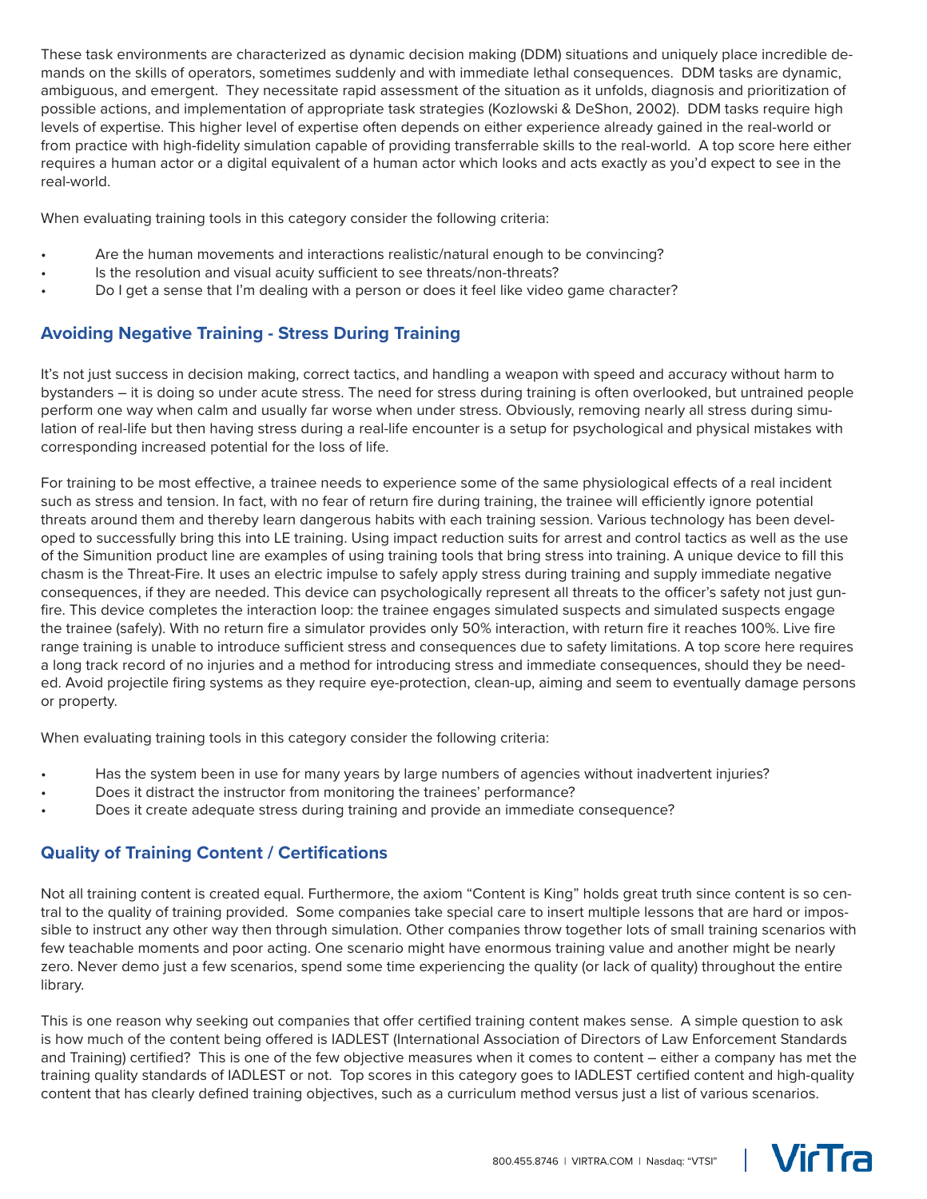These task environments are characterized as dynamic decision making (DDM) situations and uniquely place incredible demands on the skills of operators, sometimes suddenly and with immediate lethal consequences. DDM tasks are dynamic, ambiguous, and emergent. They necessitate rapid assessment of the situation as it unfolds, diagnosis and prioritization of possible actions, and implementation of appropriate task strategies (Kozlowski & DeShon, 2002). DDM tasks require high levels of expertise. This higher level of expertise often depends on either experience already gained in the real-world or from practice with high-fidelity simulation capable of providing transferrable skills to the real-world. A top score here either requires a human actor or a digital equivalent of a human actor which looks and acts exactly as you'd expect to see in the real-world.

When evaluating training tools in this category consider the following criteria:

- Are the human movements and interactions realistic/natural enough to be convincing?
- Is the resolution and visual acuity sufficient to see threats/non-threats?
- Do I get a sense that I'm dealing with a person or does it feel like video game character?

## Avoiding Negative Training - Stress During Training

It's not just success in decision making, correct tactics, and handling a weapon with speed and accuracy without harm to bystanders – it is doing so under acute stress. The need for stress during training is often overlooked, but untrained people perform one way when calm and usually far worse when under stress. Obviously, removing nearly all stress during simulation of real-life but then having stress during a real-life encounter is a setup for psychological and physical mistakes with corresponding increased potential for the loss of life.

For training to be most effective, a trainee needs to experience some of the same physiological effects of a real incident such as stress and tension. In fact, with no fear of return fire during training, the trainee will efficiently ignore potential threats around them and thereby learn dangerous habits with each training session. Various technology has been developed to successfully bring this into LE training. Using impact reduction suits for arrest and control tactics as well as the use of the Simunition product line are examples of using training tools that bring stress into training. A unique device to fill this chasm is the Threat-Fire. It uses an electric impulse to safely apply stress during training and supply immediate negative consequences, if they are needed. This device can psychologically represent all threats to the officer's safety not just gunfire. This device completes the interaction loop: the trainee engages simulated suspects and simulated suspects engage the trainee (safely). With no return fire a simulator provides only 50% interaction, with return fire it reaches 100%. Live fire range training is unable to introduce sufficient stress and consequences due to safety limitations. A top score here requires a long track record of no injuries and a method for introducing stress and immediate consequences, should they be needed. Avoid projectile firing systems as they require eye-protection, clean-up, aiming and seem to eventually damage persons or property.

When evaluating training tools in this category consider the following criteria:

- Has the system been in use for many years by large numbers of agencies without inadvertent injuries?
- Does it distract the instructor from monitoring the trainees' performance?
- Does it create adequate stress during training and provide an immediate consequence?

## Quality of Training Content / Certifications

Not all training content is created equal. Furthermore, the axiom "Content is King" holds great truth since content is so central to the quality of training provided. Some companies take special care to insert multiple lessons that are hard or impossible to instruct any other way then through simulation. Other companies throw together lots of small training scenarios with few teachable moments and poor acting. One scenario might have enormous training value and another might be nearly zero. Never demo just a few scenarios, spend some time experiencing the quality (or lack of quality) throughout the entire library.

This is one reason why seeking out companies that offer certified training content makes sense. A simple question to ask is how much of the content being offered is IADLEST (International Association of Directors of Law Enforcement Standards and Training) certified? This is one of the few objective measures when it comes to content – either a company has met the training quality standards of IADLEST or not. Top scores in this category goes to IADLEST certified content and high-quality content that has clearly defined training objectives, such as a curriculum method versus just a list of various scenarios.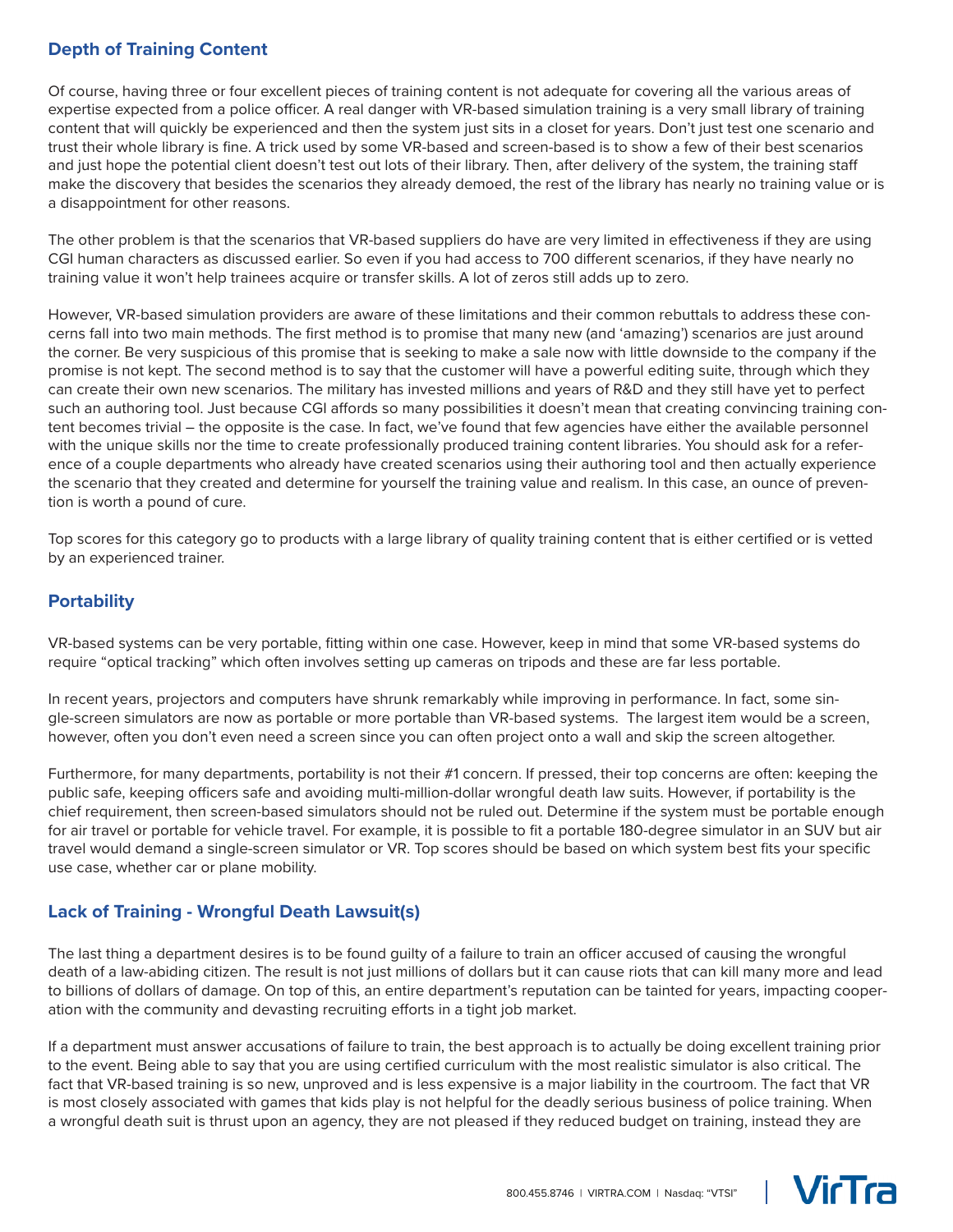## Depth of Training Content

Of course, having three or four excellent pieces of training content is not adequate for covering all the various areas of expertise expected from a police officer. A real danger with VR-based simulation training is a very small library of training content that will quickly be experienced and then the system just sits in a closet for years. Don't just test one scenario and trust their whole library is fine. A trick used by some VR-based and screen-based is to show a few of their best scenarios and just hope the potential client doesn't test out lots of their library. Then, after delivery of the system, the training staff make the discovery that besides the scenarios they already demoed, the rest of the library has nearly no training value or is a disappointment for other reasons.

The other problem is that the scenarios that VR-based suppliers do have are very limited in effectiveness if they are using CGI human characters as discussed earlier. So even if you had access to 700 different scenarios, if they have nearly no training value it won't help trainees acquire or transfer skills. A lot of zeros still adds up to zero.

However, VR-based simulation providers are aware of these limitations and their common rebuttals to address these concerns fall into two main methods. The first method is to promise that many new (and 'amazing') scenarios are just around the corner. Be very suspicious of this promise that is seeking to make a sale now with little downside to the company if the promise is not kept. The second method is to say that the customer will have a powerful editing suite, through which they can create their own new scenarios. The military has invested millions and years of R&D and they still have yet to perfect such an authoring tool. Just because CGI affords so many possibilities it doesn't mean that creating convincing training content becomes trivial – the opposite is the case. In fact, we've found that few agencies have either the available personnel with the unique skills nor the time to create professionally produced training content libraries. You should ask for a reference of a couple departments who already have created scenarios using their authoring tool and then actually experience the scenario that they created and determine for yourself the training value and realism. In this case, an ounce of prevention is worth a pound of cure.

Top scores for this category go to products with a large library of quality training content that is either certified or is vetted by an experienced trainer.

## Portability

VR-based systems can be very portable, fitting within one case. However, keep in mind that some VR-based systems do require "optical tracking" which often involves setting up cameras on tripods and these are far less portable.

In recent years, projectors and computers have shrunk remarkably while improving in performance. In fact, some single-screen simulators are now as portable or more portable than VR-based systems. The largest item would be a screen, however, often you don't even need a screen since you can often project onto a wall and skip the screen altogether.

Furthermore, for many departments, portability is not their #1 concern. If pressed, their top concerns are often: keeping the public safe, keeping officers safe and avoiding multi-million-dollar wrongful death law suits. However, if portability is the chief requirement, then screen-based simulators should not be ruled out. Determine if the system must be portable enough for air travel or portable for vehicle travel. For example, it is possible to fit a portable 180-degree simulator in an SUV but air travel would demand a single-screen simulator or VR. Top scores should be based on which system best fits your specific use case, whether car or plane mobility.

## Lack of Training - Wrongful Death Lawsuit(s)

The last thing a department desires is to be found guilty of a failure to train an officer accused of causing the wrongful death of a law-abiding citizen. The result is not just millions of dollars but it can cause riots that can kill many more and lead to billions of dollars of damage. On top of this, an entire department's reputation can be tainted for years, impacting cooperation with the community and devasting recruiting efforts in a tight job market.

If a department must answer accusations of failure to train, the best approach is to actually be doing excellent training prior to the event. Being able to say that you are using certified curriculum with the most realistic simulator is also critical. The fact that VR-based training is so new, unproved and is less expensive is a major liability in the courtroom. The fact that VR is most closely associated with games that kids play is not helpful for the deadly serious business of police training. When a wrongful death suit is thrust upon an agency, they are not pleased if they reduced budget on training, instead they are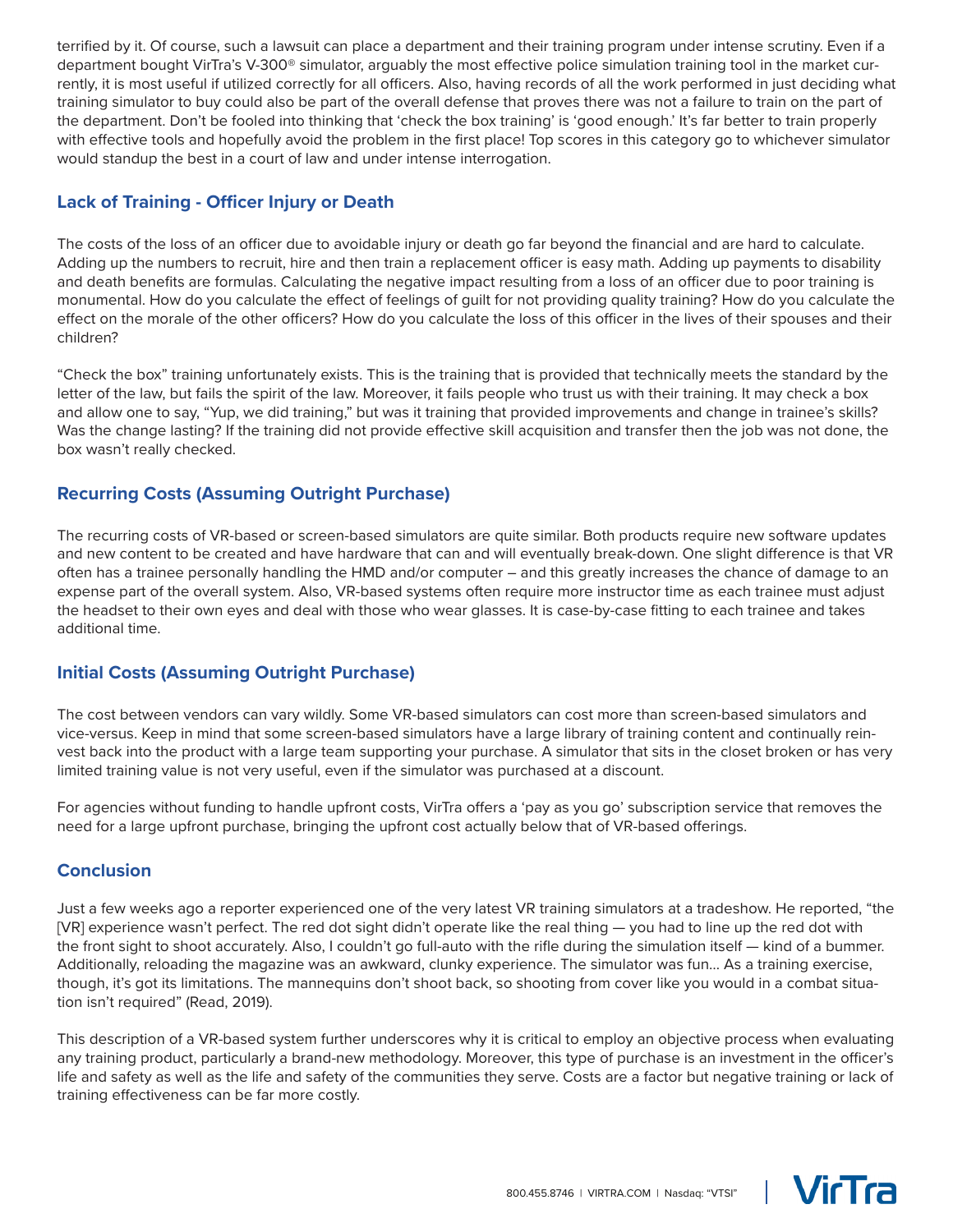terrified by it. Of course, such a lawsuit can place a department and their training program under intense scrutiny. Even if a department bought VirTra's V-300® simulator, arguably the most effective police simulation training tool in the market currently, it is most useful if utilized correctly for all officers. Also, having records of all the work performed in just deciding what training simulator to buy could also be part of the overall defense that proves there was not a failure to train on the part of the department. Don't be fooled into thinking that 'check the box training' is 'good enough.' It's far better to train properly with effective tools and hopefully avoid the problem in the first place! Top scores in this category go to whichever simulator would standup the best in a court of law and under intense interrogation.

## Lack of Training - Officer Injury or Death

The costs of the loss of an officer due to avoidable injury or death go far beyond the financial and are hard to calculate. Adding up the numbers to recruit, hire and then train a replacement officer is easy math. Adding up payments to disability and death benefits are formulas. Calculating the negative impact resulting from a loss of an officer due to poor training is monumental. How do you calculate the effect of feelings of guilt for not providing quality training? How do you calculate the effect on the morale of the other officers? How do you calculate the loss of this officer in the lives of their spouses and their children?

"Check the box" training unfortunately exists. This is the training that is provided that technically meets the standard by the letter of the law, but fails the spirit of the law. Moreover, it fails people who trust us with their training. It may check a box and allow one to say, "Yup, we did training," but was it training that provided improvements and change in trainee's skills? Was the change lasting? If the training did not provide effective skill acquisition and transfer then the job was not done, the box wasn't really checked.

## Recurring Costs (Assuming Outright Purchase)

The recurring costs of VR-based or screen-based simulators are quite similar. Both products require new software updates and new content to be created and have hardware that can and will eventually break-down. One slight difference is that VR often has a trainee personally handling the HMD and/or computer – and this greatly increases the chance of damage to an expense part of the overall system. Also, VR-based systems often require more instructor time as each trainee must adjust the headset to their own eyes and deal with those who wear glasses. It is case-by-case fitting to each trainee and takes additional time.

## Initial Costs (Assuming Outright Purchase)

The cost between vendors can vary wildly. Some VR-based simulators can cost more than screen-based simulators and vice-versa. Keep in mind that some screen-based simulators have a large library of training content and continually reinvest back into the product with a large team supporting your purchase. A simulator that sits in the closet broken or has very limited training value is not very useful, even if the simulator was purchased at a discount.

For agencies without funding to handle upfront costs, VirTra offers a 'pay as you go' subscription service that removes the need for a large upfront purchase, bringing the upfront cost actually below that of VR-based offerings.

## Conclusion

Just a few weeks ago a reporter experienced one of the very latest VR training simulators at a tradeshow. He reported, "the [VR] experience wasn't perfect. The red dot sight didn't operate like the real thing — you had to line up the red dot with the front sight to shoot accurately. Also, I couldn't go full-auto with the rifle during the simulation itself — kind of a bummer. Additionally, reloading the magazine was an awkward, clunky experience. The simulator was fun... As a training exercise, though, it's got its limitations. The mannequins don't shoot back, so shooting from cover like you would in a combat situation isn't required" (Read, 2019).

This description of a VR-based system further underscores why it is critical to employ an objective process when evaluating any training product, particularly a brand-new methodology. Moreover, this type of purchase is an investment in the officer's life and safety as well as the life and safety of the communities they serve. Costs are a factor but negative training or lack of training effectiveness can be far more costly.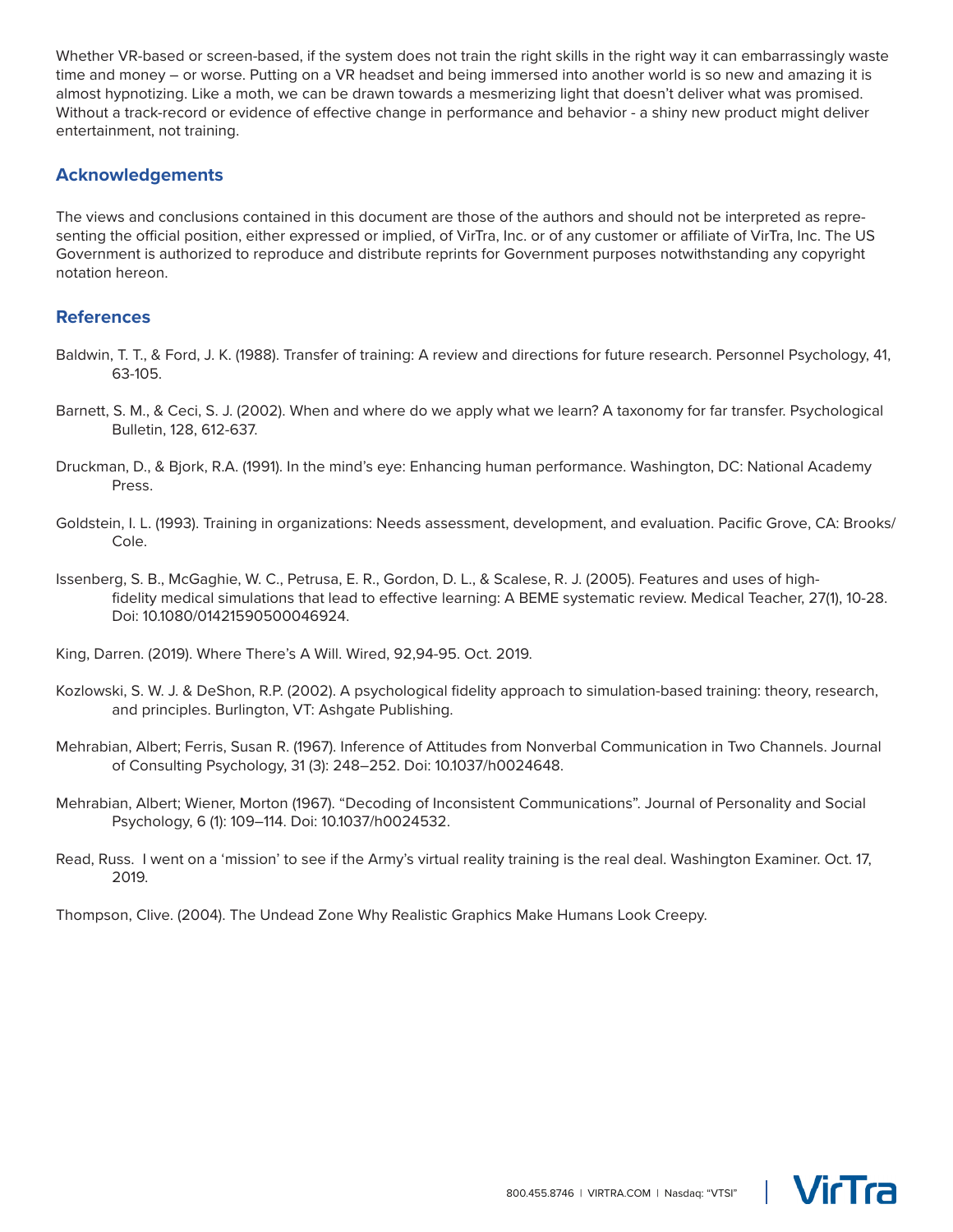Whether VR-based or screen-based, if the system does not train the right skills in the right way it can embarrassingly waste time and money – or worse. Putting on a VR headset and being immersed into another world is so new and amazing it is almost hypnotizing. Like a moth, we can be drawn towards a mesmerizing light that doesn't deliver what was promised. Without a track-record or evidence of effective change in performance and behavior - a shiny new product might deliver entertainment, not training.

## Acknowledgements

The views and conclusions contained in this document are those of the authors and should not be interpreted as representing the official position, either expressed or implied, of VirTra, Inc. or of any customer or affiliate of VirTra, Inc. The US Government is authorized to reproduce and distribute reprints for Government purposes notwithstanding any copyright notation hereon.

## References

Baldwin, T. T., & Ford, J. K. (1988). Transfer of training: A review and directions for future research. Personnel Psychology, 41, 63-105.

Barnett, S. M., & Ceci, S. J. (2002). When and where do we apply what we learn? A taxonomy for far transfer. Psychological Bulletin, 128, 612-637.

Druckman, D., & Bjork, R.A. (1991). In the mind's eye: Enhancing human performance. Washington, DC: National Academy Press.

Goldstein, I. L. (1993). Training in organizations: Needs assessment, development, and evaluation. Pacific Grove, CA: Brooks/Cole.

Issenberg, S. B., McGaghie, W. C., Petrusa, E. R., Gordon, D. L., & Scalese, R. J. (2005). Features and uses of high-fidelity medical simulations that lead to effective learning: A BEME systematic review. Medical Teacher, 27(1), 10-28. Doi: 10.1080/01421590500046924.

King, Darren. (2019). Where There's A Will. Wired, 92,94-95. Oct. 2019.

Kozlowski, S. W. J. & DeShon, R.P. (2002). A psychological fidelity approach to simulation-based training: theory, research, and principles. Burlington, VT: Ashgate Publishing.

Mehrabian, Albert; Ferris, Susan R. (1967). Inference of Attitudes from Nonverbal Communication in Two Channels. Journal of Consulting Psychology, 31 (3): 248–252. Doi: 10.1037/h0024648.

Mehrabian, Albert; Wiener, Morton (1967). "Decoding of Inconsistent Communications". Journal of Personality and Social Psychology, 6 (1): 109–114. Doi: 10.1037/h0024532.

Read, Russ. I went on a 'mission' to see if the Army's virtual reality training is the real deal. Washington Examiner. Oct. 17, 2019.

Thompson, Clive. (2004). The Undead Zone Why Realistic Graphics Make Humans Look Creepy.